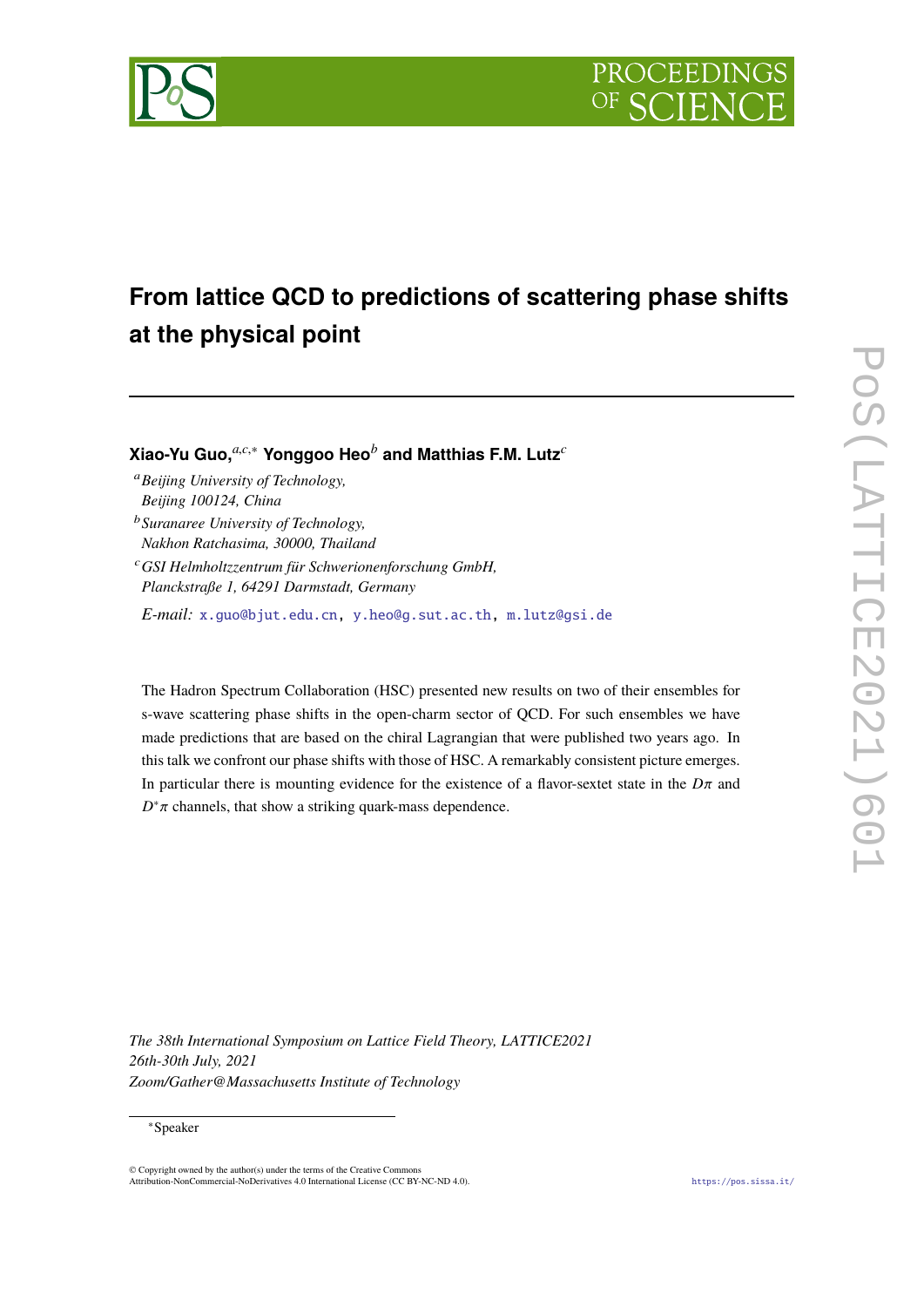# From lattice QCD to predictions of scattering phase shifts at the physical point

**Xiao-Yu Guo,**[a,c,*] **Yonggoo Heo**[b] **and Matthias F.M. Lutz**[c]

[a] *Beijing University of Technology, Beijing 100124, China*

[b] *Suranaree University of Technology, Nakhon Ratchasima, 30000, Thailand*

[c] *GSI Helmholtzzentrum für Schwerionenforschung GmbH, Planckstraße 1, 64291 Darmstadt, Germany*

*E-mail:* x.guo@bjut.edu.cn, y.heo@g.sut.ac.th, m.lutz@gsi.de

The Hadron Spectrum Collaboration (HSC) presented new results on two of their ensembles for s-wave scattering phase shifts in the open-charm sector of QCD. For such ensembles we have made predictions that are based on the chiral Lagrangian that were published two years ago. In this talk we confront our phase shifts with those of HSC. A remarkably consistent picture emerges. In particular there is mounting evidence for the existence of a flavor-sextet state in the $D\pi$ and $D^{*}\pi$ channels, that show a striking quark-mass dependence.

*The 38th International Symposium on Lattice Field Theory, LATTICE2021*
*26th-30th July, 2021*
*Zoom/Gather@Massachusetts Institute of Technology*

[*] Speaker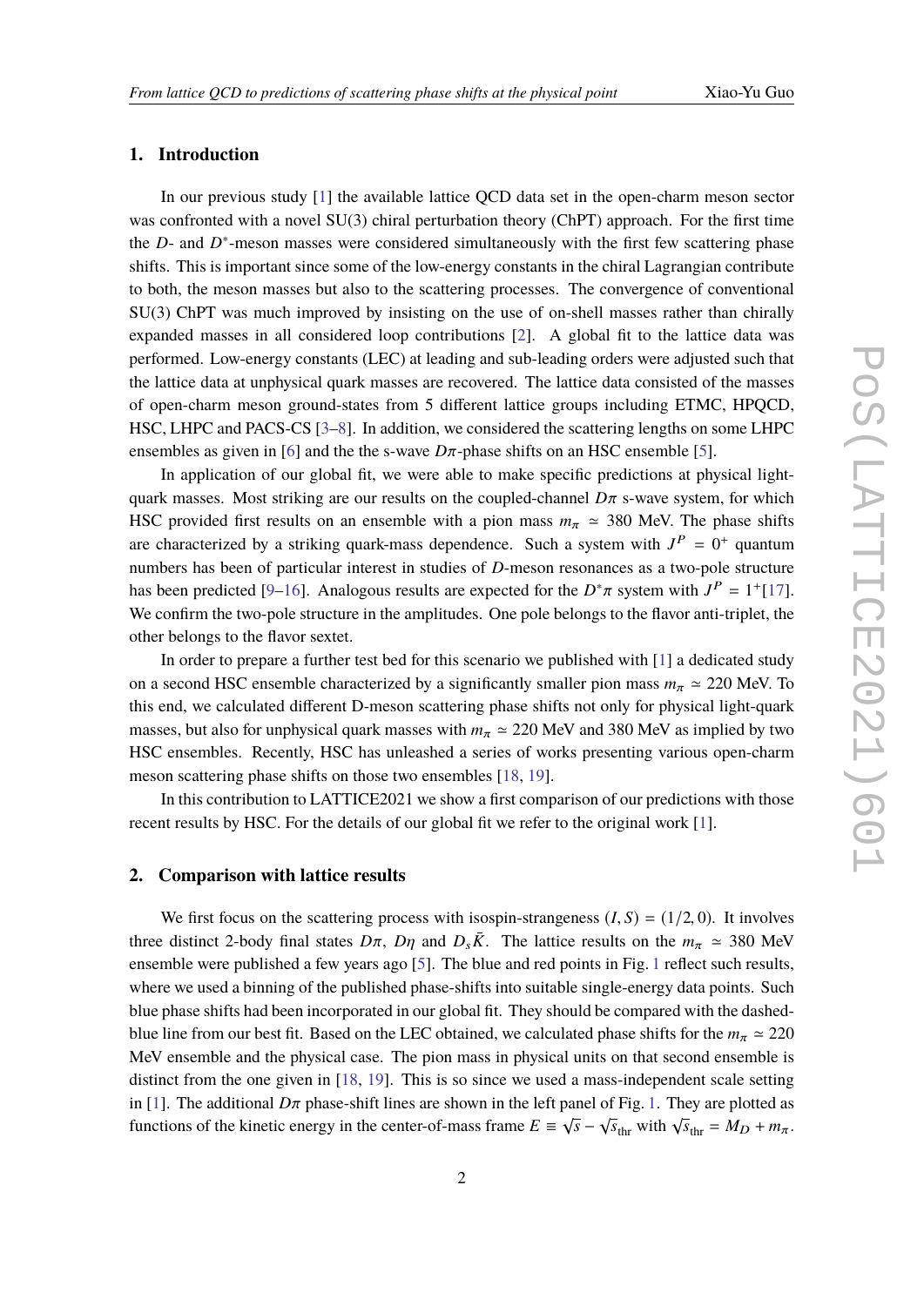## 1. Introduction

In our previous study [1] the available lattice QCD data set in the open-charm meson sector was confronted with a novel SU(3) chiral perturbation theory (ChPT) approach. For the first time the $D$- and $D^*$-meson masses were considered simultaneously with the first few scattering phase shifts. This is important since some of the low-energy constants in the chiral Lagrangian contribute to both, the meson masses but also to the scattering processes. The convergence of conventional SU(3) ChPT was much improved by insisting on the use of on-shell masses rather than chirally expanded masses in all considered loop contributions [2]. A global fit to the lattice data was performed. Low-energy constants (LEC) at leading and sub-leading orders were adjusted such that the lattice data at unphysical quark masses are recovered. The lattice data consisted of the masses of open-charm meson ground-states from 5 different lattice groups including ETMC, HPQCD, HSC, LHPC and PACS-CS [3–8]. In addition, we considered the scattering lengths on some LHPC ensembles as given in [6] and the the s-wave $D\pi$-phase shifts on an HSC ensemble [5].

In application of our global fit, we were able to make specific predictions at physical light-quark masses. Most striking are our results on the coupled-channel $D\pi$ s-wave system, for which HSC provided first results on an ensemble with a pion mass $m_\pi \simeq 380$ MeV. The phase shifts are characterized by a striking quark-mass dependence. Such a system with $J^P = 0^+$ quantum numbers has been of particular interest in studies of $D$-meson resonances as a two-pole structure has been predicted [9–16]. Analogous results are expected for the $D^*\pi$ system with $J^P = 1^+$[17]. We confirm the two-pole structure in the amplitudes. One pole belongs to the flavor anti-triplet, the other belongs to the flavor sextet.

In order to prepare a further test bed for this scenario we published with [1] a dedicated study on a second HSC ensemble characterized by a significantly smaller pion mass $m_\pi \simeq 220$ MeV. To this end, we calculated different D-meson scattering phase shifts not only for physical light-quark masses, but also for unphysical quark masses with $m_\pi \simeq 220$ MeV and 380 MeV as implied by two HSC ensembles. Recently, HSC has unleashed a series of works presenting various open-charm meson scattering phase shifts on those two ensembles [18, 19].

In this contribution to LATTICE2021 we show a first comparison of our predictions with those recent results by HSC. For the details of our global fit we refer to the original work [1].

## 2. Comparison with lattice results

We first focus on the scattering process with isospin-strangeness $(I, S) = (1/2, 0)$. It involves three distinct 2-body final states $D\pi$, $D\eta$ and $D_s\bar{K}$. The lattice results on the $m_\pi \simeq 380$ MeV ensemble were published a few years ago [5]. The blue and red points in Fig. 1 reflect such results, where we used a binning of the published phase-shifts into suitable single-energy data points. Such blue phase shifts had been incorporated in our global fit. They should be compared with the dashed-blue line from our best fit. Based on the LEC obtained, we calculated phase shifts for the $m_\pi \simeq 220$ MeV ensemble and the physical case. The pion mass in physical units on that second ensemble is distinct from the one given in [18, 19]. This is so since we used a mass-independent scale setting in [1]. The additional $D\pi$ phase-shift lines are shown in the left panel of Fig. 1. They are plotted as functions of the kinetic energy in the center-of-mass frame $E \equiv \sqrt{s} - \sqrt{s}_{\rm thr}$ with $\sqrt{s}_{\rm thr} = M_D + m_\pi$.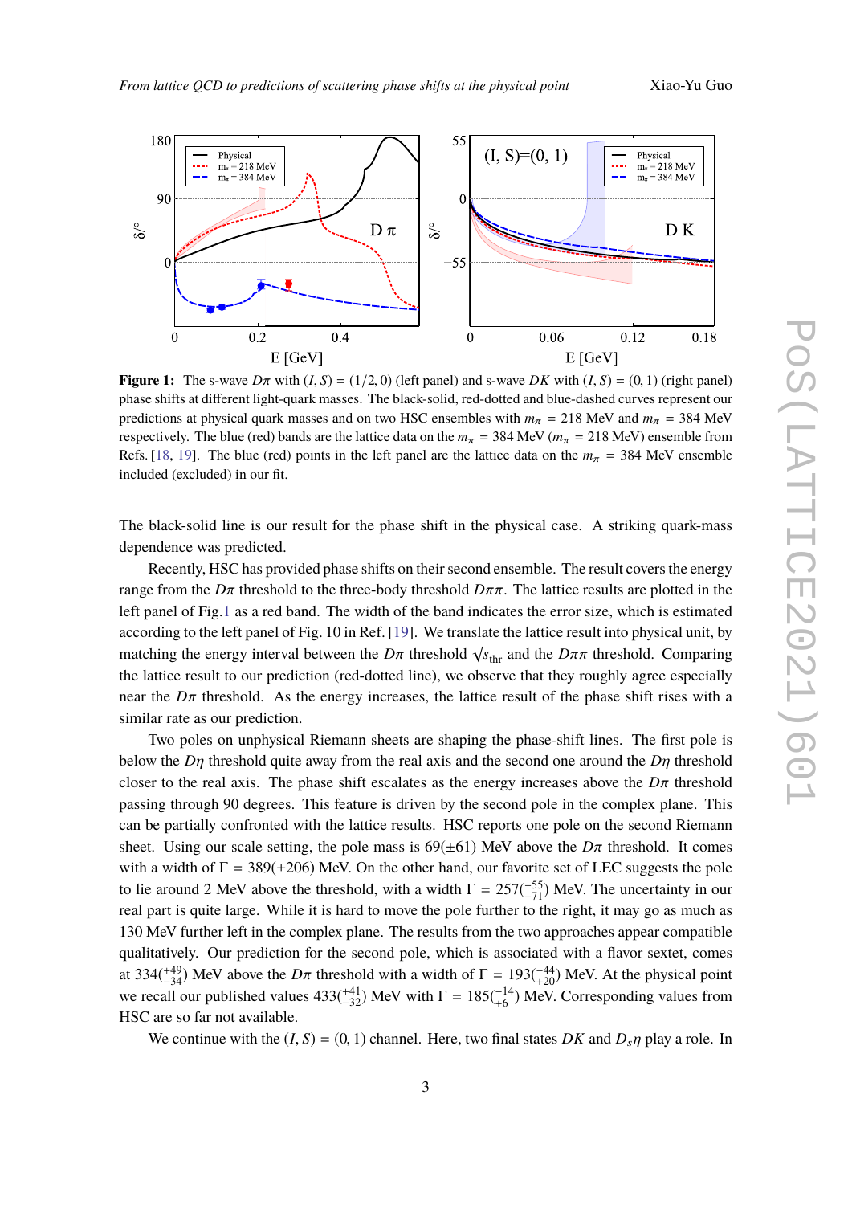**Figure 1:** The s-wave $D\pi$ with $(I, S) = (1/2, 0)$ (left panel) and s-wave $DK$ with $(I, S) = (0, 1)$ (right panel) phase shifts at different light-quark masses. The black-solid, red-dotted and blue-dashed curves represent our predictions at physical quark masses and on two HSC ensembles with $m_\pi = 218$ MeV and $m_\pi = 384$ MeV respectively. The blue (red) bands are the lattice data on the $m_\pi = 384$ MeV ($m_\pi = 218$ MeV) ensemble from Refs. [18, 19]. The blue (red) points in the left panel are the lattice data on the $m_\pi = 384$ MeV ensemble included (excluded) in our fit.

The black-solid line is our result for the phase shift in the physical case. A striking quark-mass dependence was predicted.

Recently, HSC has provided phase shifts on their second ensemble. The result covers the energy range from the $D\pi$ threshold to the three-body threshold $D\pi\pi$. The lattice results are plotted in the left panel of Fig.1 as a red band. The width of the band indicates the error size, which is estimated according to the left panel of Fig. 10 in Ref. [19]. We translate the lattice result into physical unit, by matching the energy interval between the $D\pi$ threshold $\sqrt{s}_{\rm thr}$ and the $D\pi\pi$ threshold. Comparing the lattice result to our prediction (red-dotted line), we observe that they roughly agree especially near the $D\pi$ threshold. As the energy increases, the lattice result of the phase shift rises with a similar rate as our prediction.

Two poles on unphysical Riemann sheets are shaping the phase-shift lines. The first pole is below the $D\eta$ threshold quite away from the real axis and the second one around the $D\eta$ threshold closer to the real axis. The phase shift escalates as the energy increases above the $D\pi$ threshold passing through 90 degrees. This feature is driven by the second pole in the complex plane. This can be partially confronted with the lattice results. HSC reports one pole on the second Riemann sheet. Using our scale setting, the pole mass is $69(\pm 61)$ MeV above the $D\pi$ threshold. It comes with a width of $\Gamma = 389(\pm 206)$ MeV. On the other hand, our favorite set of LEC suggests the pole to lie around 2 MeV above the threshold, with a width $\Gamma = 257(^{-55}_{+71})$ MeV. The uncertainty in our real part is quite large. While it is hard to move the pole further to the right, it may go as much as 130 MeV further left in the complex plane. The results from the two approaches appear compatible qualitatively. Our prediction for the second pole, which is associated with a flavor sextet, comes at $334(^{+49}_{-34})$ MeV above the $D\pi$ threshold with a width of $\Gamma = 193(^{-44}_{+20})$ MeV. At the physical point we recall our published values $433(^{+41}_{-32})$ MeV with $\Gamma = 185(^{-14}_{+6})$ MeV. Corresponding values from HSC are so far not available.

We continue with the $(I, S) = (0, 1)$ channel. Here, two final states $DK$ and $D_s\eta$ play a role. In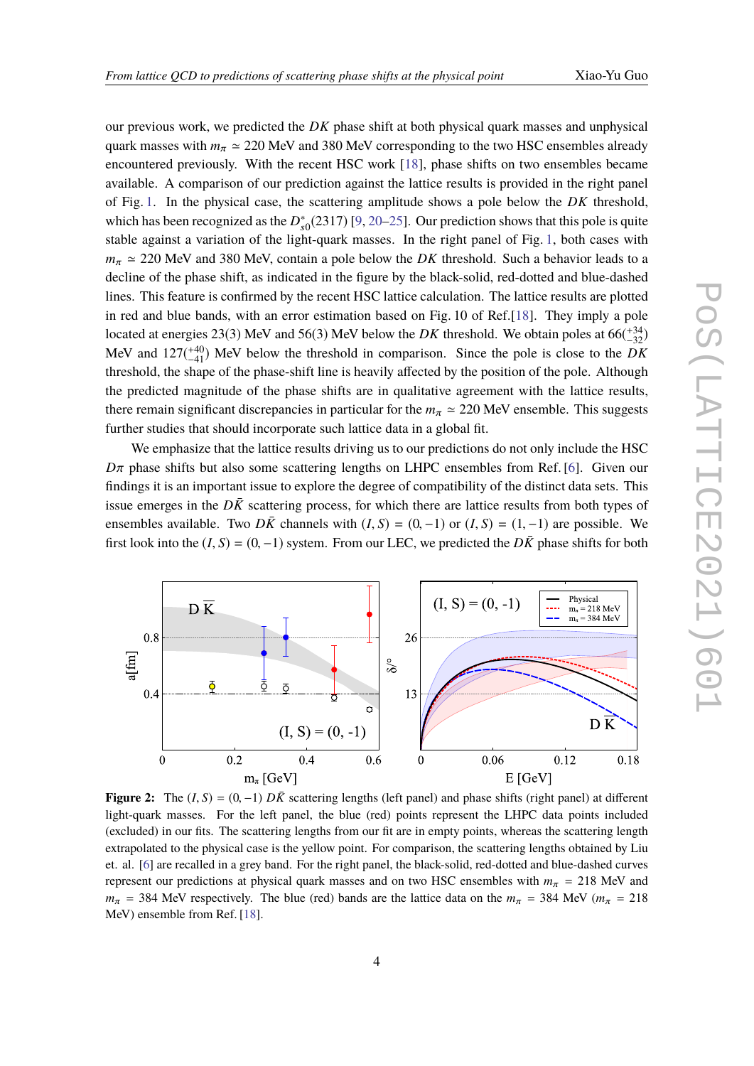our previous work, we predicted the $DK$ phase shift at both physical quark masses and unphysical quark masses with $m_\pi \simeq 220$ MeV and 380 MeV corresponding to the two HSC ensembles already encountered previously. With the recent HSC work [18], phase shifts on two ensembles became available. A comparison of our prediction against the lattice results is provided in the right panel of Fig. 1. In the physical case, the scattering amplitude shows a pole below the $DK$ threshold, which has been recognized as the $D^*_{s0}(2317)$ [9, 20–25]. Our prediction shows that this pole is quite stable against a variation of the light-quark masses. In the right panel of Fig. 1, both cases with $m_\pi \simeq 220$ MeV and 380 MeV, contain a pole below the $DK$ threshold. Such a behavior leads to a decline of the phase shift, as indicated in the figure by the black-solid, red-dotted and blue-dashed lines. This feature is confirmed by the recent HSC lattice calculation. The lattice results are plotted in red and blue bands, with an error estimation based on Fig. 10 of Ref.[18]. They imply a pole located at energies 23(3) MeV and 56(3) MeV below the $DK$ threshold. We obtain poles at $66(^{+34}_{-32})$ MeV and $127(^{+40}_{-41})$ MeV below the threshold in comparison. Since the pole is close to the $DK$ threshold, the shape of the phase-shift line is heavily affected by the position of the pole. Although the predicted magnitude of the phase shifts are in qualitative agreement with the lattice results, there remain significant discrepancies in particular for the $m_\pi \simeq 220$ MeV ensemble. This suggests further studies that should incorporate such lattice data in a global fit.

We emphasize that the lattice results driving us to our predictions do not only include the HSC $D\pi$ phase shifts but also some scattering lengths on LHPC ensembles from Ref. [6]. Given our findings it is an important issue to explore the degree of compatibility of the distinct data sets. This issue emerges in the $D\bar{K}$ scattering process, for which there are lattice results from both types of ensembles available. Two $D\bar{K}$ channels with $(I,S) = (0,-1)$ or $(I,S) = (1,-1)$ are possible. We first look into the $(I,S) = (0,-1)$ system. From our LEC, we predicted the $D\bar{K}$ phase shifts for both

**Figure 2:** The $(I,S) = (0,-1)$ $D\bar{K}$ scattering lengths (left panel) and phase shifts (right panel) at different light-quark masses. For the left panel, the blue (red) points represent the LHPC data points included (excluded) in our fits. The scattering lengths from our fit are in empty points, whereas the scattering length extrapolated to the physical case is the yellow point. For comparison, the scattering lengths obtained by Liu et. al. [6] are recalled in a grey band. For the right panel, the black-solid, red-dotted and blue-dashed curves represent our predictions at physical quark masses and on two HSC ensembles with $m_\pi = 218$ MeV and $m_\pi = 384$ MeV respectively. The blue (red) bands are the lattice data on the $m_\pi = 384$ MeV ($m_\pi = 218$ MeV) ensemble from Ref. [18].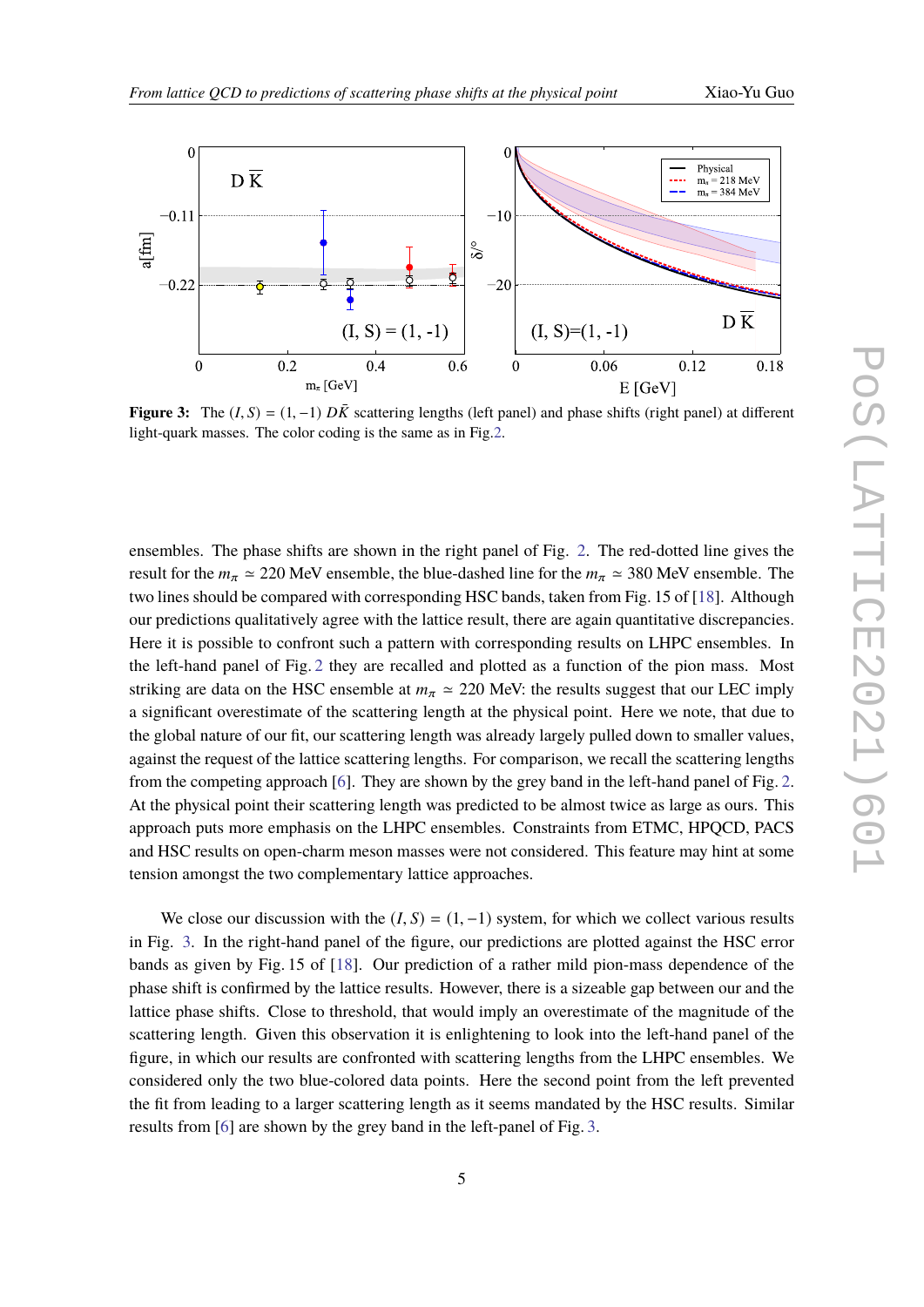**Figure 3:** The $(I, S) = (1, -1)$ $D\bar{K}$ scattering lengths (left panel) and phase shifts (right panel) at different light-quark masses. The color coding is the same as in Fig.2.

ensembles. The phase shifts are shown in the right panel of Fig. 2. The red-dotted line gives the result for the $m_\pi \simeq 220$ MeV ensemble, the blue-dashed line for the $m_\pi \simeq 380$ MeV ensemble. The two lines should be compared with corresponding HSC bands, taken from Fig. 15 of [18]. Although our predictions qualitatively agree with the lattice result, there are again quantitative discrepancies. Here it is possible to confront such a pattern with corresponding results on LHPC ensembles. In the left-hand panel of Fig. 2 they are recalled and plotted as a function of the pion mass. Most striking are data on the HSC ensemble at $m_\pi \simeq 220$ MeV: the results suggest that our LEC imply a significant overestimate of the scattering length at the physical point. Here we note, that due to the global nature of our fit, our scattering length was already largely pulled down to smaller values, against the request of the lattice scattering lengths. For comparison, we recall the scattering lengths from the competing approach [6]. They are shown by the grey band in the left-hand panel of Fig. 2. At the physical point their scattering length was predicted to be almost twice as large as ours. This approach puts more emphasis on the LHPC ensembles. Constraints from ETMC, HPQCD, PACS and HSC results on open-charm meson masses were not considered. This feature may hint at some tension amongst the two complementary lattice approaches.

We close our discussion with the $(I, S) = (1, -1)$ system, for which we collect various results in Fig. 3. In the right-hand panel of the figure, our predictions are plotted against the HSC error bands as given by Fig. 15 of [18]. Our prediction of a rather mild pion-mass dependence of the phase shift is confirmed by the lattice results. However, there is a sizeable gap between our and the lattice phase shifts. Close to threshold, that would imply an overestimate of the magnitude of the scattering length. Given this observation it is enlightening to look into the left-hand panel of the figure, in which our results are confronted with scattering lengths from the LHPC ensembles. We considered only the two blue-colored data points. Here the second point from the left prevented the fit from leading to a larger scattering length as it seems mandated by the HSC results. Similar results from [6] are shown by the grey band in the left-panel of Fig. 3.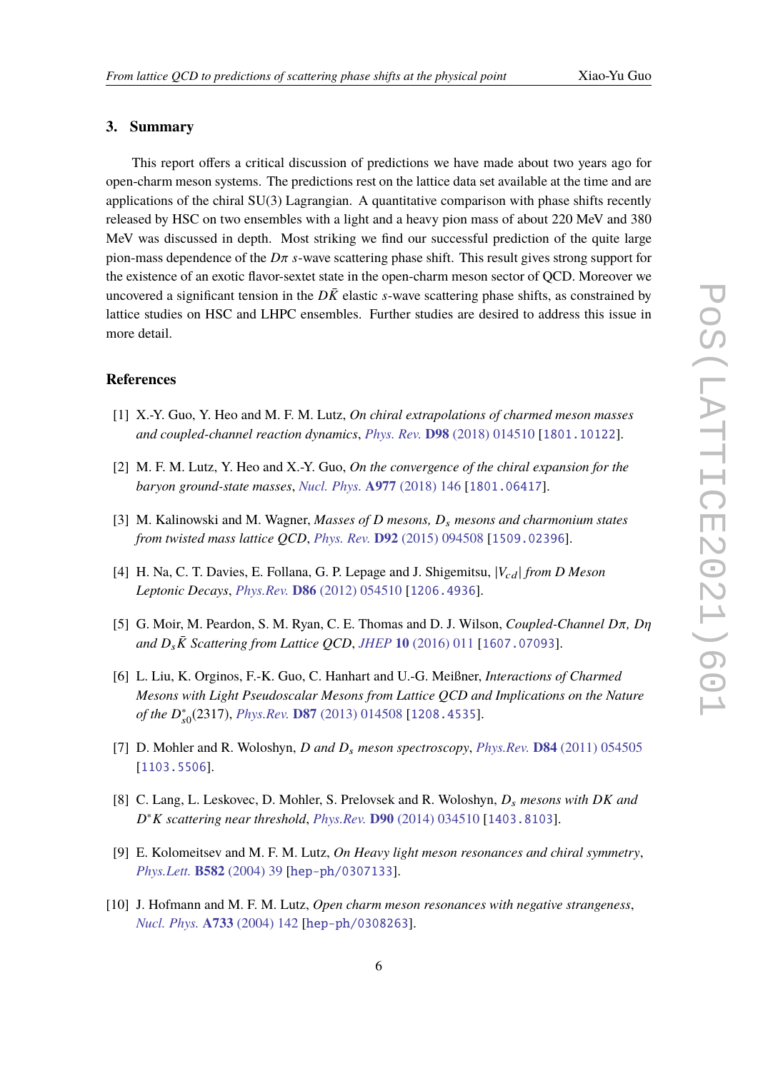## 3. Summary

This report offers a critical discussion of predictions we have made about two years ago for open-charm meson systems. The predictions rest on the lattice data set available at the time and are applications of the chiral SU(3) Lagrangian. A quantitative comparison with phase shifts recently released by HSC on two ensembles with a light and a heavy pion mass of about 220 MeV and 380 MeV was discussed in depth. Most striking we find our successful prediction of the quite large pion-mass dependence of the $D\pi$ $s$-wave scattering phase shift. This result gives strong support for the existence of an exotic flavor-sextet state in the open-charm meson sector of QCD. Moreover we uncovered a significant tension in the $D\bar{K}$ elastic $s$-wave scattering phase shifts, as constrained by lattice studies on HSC and LHPC ensembles. Further studies are desired to address this issue in more detail.

## References

[1] X.-Y. Guo, Y. Heo and M. F. M. Lutz, *On chiral extrapolations of charmed meson masses and coupled-channel reaction dynamics*, Phys. Rev. **D98** (2018) 014510 [1801.10122].

[2] M. F. M. Lutz, Y. Heo and X.-Y. Guo, *On the convergence of the chiral expansion for the baryon ground-state masses*, Nucl. Phys. **A977** (2018) 146 [1801.06417].

[3] M. Kalinowski and M. Wagner, *Masses of D mesons, $D_s$ mesons and charmonium states from twisted mass lattice QCD*, Phys. Rev. **D92** (2015) 094508 [1509.02396].

[4] H. Na, C. T. Davies, E. Follana, G. P. Lepage and J. Shigemitsu, *$|V_{cd}|$ from D Meson Leptonic Decays*, Phys.Rev. **D86** (2012) 054510 [1206.4936].

[5] G. Moir, M. Peardon, S. M. Ryan, C. E. Thomas and D. J. Wilson, *Coupled-Channel $D\pi$, $D\eta$ and $D_s\bar{K}$ Scattering from Lattice QCD*, JHEP **10** (2016) 011 [1607.07093].

[6] L. Liu, K. Orginos, F.-K. Guo, C. Hanhart and U.-G. Meißner, *Interactions of Charmed Mesons with Light Pseudoscalar Mesons from Lattice QCD and Implications on the Nature of the $D^*_{s0}(2317)$*, Phys.Rev. **D87** (2013) 014508 [1208.4535].

[7] D. Mohler and R. Woloshyn, *D and $D_s$ meson spectroscopy*, Phys.Rev. **D84** (2011) 054505 [1103.5506].

[8] C. Lang, L. Leskovec, D. Mohler, S. Prelovsek and R. Woloshyn, *$D_s$ mesons with DK and $D^*K$ scattering near threshold*, Phys.Rev. **D90** (2014) 034510 [1403.8103].

[9] E. Kolomeitsev and M. F. M. Lutz, *On Heavy light meson resonances and chiral symmetry*, Phys.Lett. **B582** (2004) 39 [hep-ph/0307133].

[10] J. Hofmann and M. F. M. Lutz, *Open charm meson resonances with negative strangeness*, Nucl. Phys. **A733** (2004) 142 [hep-ph/0308263].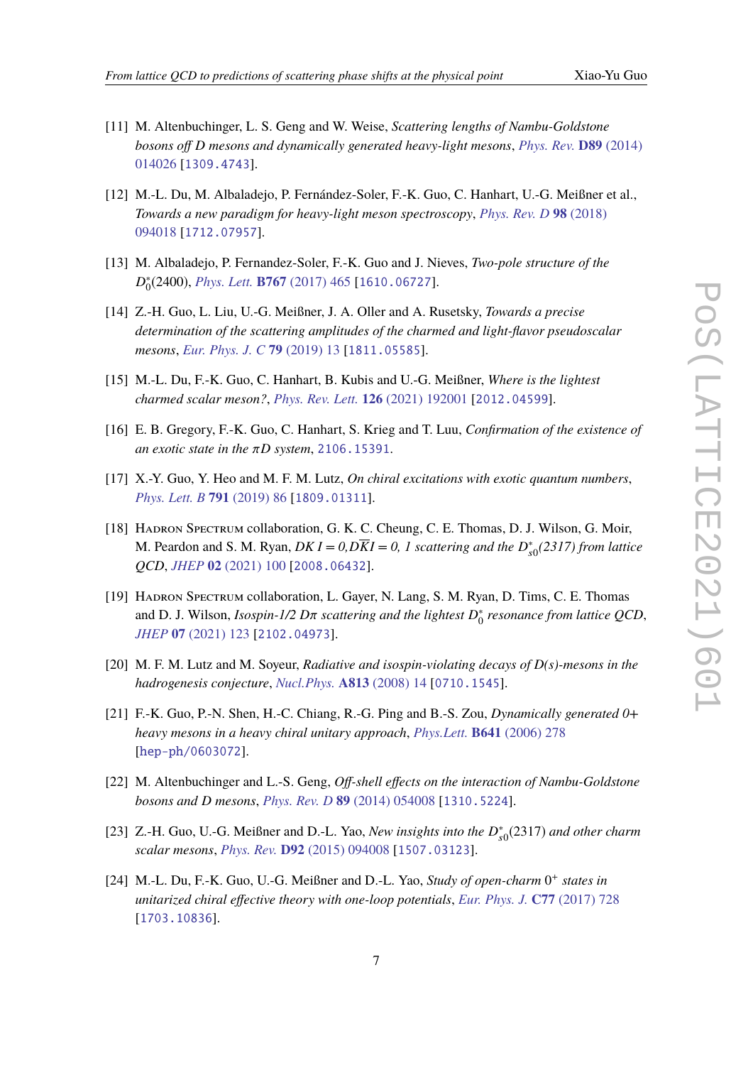[11] M. Altenbuchinger, L. S. Geng and W. Weise, *Scattering lengths of Nambu-Goldstone bosons off D mesons and dynamically generated heavy-light mesons*, Phys. Rev. **D89** (2014) 014026 [1309.4743].

[12] M.-L. Du, M. Albaladejo, P. Fernández-Soler, F.-K. Guo, C. Hanhart, U.-G. Meißner et al., *Towards a new paradigm for heavy-light meson spectroscopy*, Phys. Rev. D **98** (2018) 094018 [1712.07957].

[13] M. Albaladejo, P. Fernandez-Soler, F.-K. Guo and J. Nieves, *Two-pole structure of the* $D_0^*(2400)$, Phys. Lett. **B767** (2017) 465 [1610.06727].

[14] Z.-H. Guo, L. Liu, U.-G. Meißner, J. A. Oller and A. Rusetsky, *Towards a precise determination of the scattering amplitudes of the charmed and light-flavor pseudoscalar mesons*, Eur. Phys. J. C **79** (2019) 13 [1811.05585].

[15] M.-L. Du, F.-K. Guo, C. Hanhart, B. Kubis and U.-G. Meißner, *Where is the lightest charmed scalar meson?*, Phys. Rev. Lett. **126** (2021) 192001 [2012.04599].

[16] E. B. Gregory, F.-K. Guo, C. Hanhart, S. Krieg and T. Luu, *Confirmation of the existence of an exotic state in the* $\pi D$ *system*, 2106.15391.

[17] X.-Y. Guo, Y. Heo and M. F. M. Lutz, *On chiral excitations with exotic quantum numbers*, Phys. Lett. B **791** (2019) 86 [1809.01311].

[18] Hadron Spectrum collaboration, G. K. C. Cheung, C. E. Thomas, D. J. Wilson, G. Moir, M. Peardon and S. M. Ryan, *DK* $I = 0, D\overline{K} I = 0, 1$ *scattering and the* $D_{s0}^*(2317)$ *from lattice QCD*, JHEP **02** (2021) 100 [2008.06432].

[19] Hadron Spectrum collaboration, L. Gayer, N. Lang, S. M. Ryan, D. Tims, C. E. Thomas and D. J. Wilson, *Isospin-1/2* $D\pi$ *scattering and the lightest* $D_0^*$ *resonance from lattice QCD*, JHEP **07** (2021) 123 [2102.04973].

[20] M. F. M. Lutz and M. Soyeur, *Radiative and isospin-violating decays of D(s)-mesons in the hadrogenesis conjecture*, Nucl.Phys. **A813** (2008) 14 [0710.1545].

[21] F.-K. Guo, P.-N. Shen, H.-C. Chiang, R.-G. Ping and B.-S. Zou, *Dynamically generated 0+ heavy mesons in a heavy chiral unitary approach*, Phys.Lett. **B641** (2006) 278 [hep-ph/0603072].

[22] M. Altenbuchinger and L.-S. Geng, *Off-shell effects on the interaction of Nambu-Goldstone bosons and D mesons*, Phys. Rev. D **89** (2014) 054008 [1310.5224].

[23] Z.-H. Guo, U.-G. Meißner and D.-L. Yao, *New insights into the* $D_{s0}^*(2317)$ *and other charm scalar mesons*, Phys. Rev. **D92** (2015) 094008 [1507.03123].

[24] M.-L. Du, F.-K. Guo, U.-G. Meißner and D.-L. Yao, *Study of open-charm* $0^+$ *states in unitarized chiral effective theory with one-loop potentials*, Eur. Phys. J. **C77** (2017) 728 [1703.10836].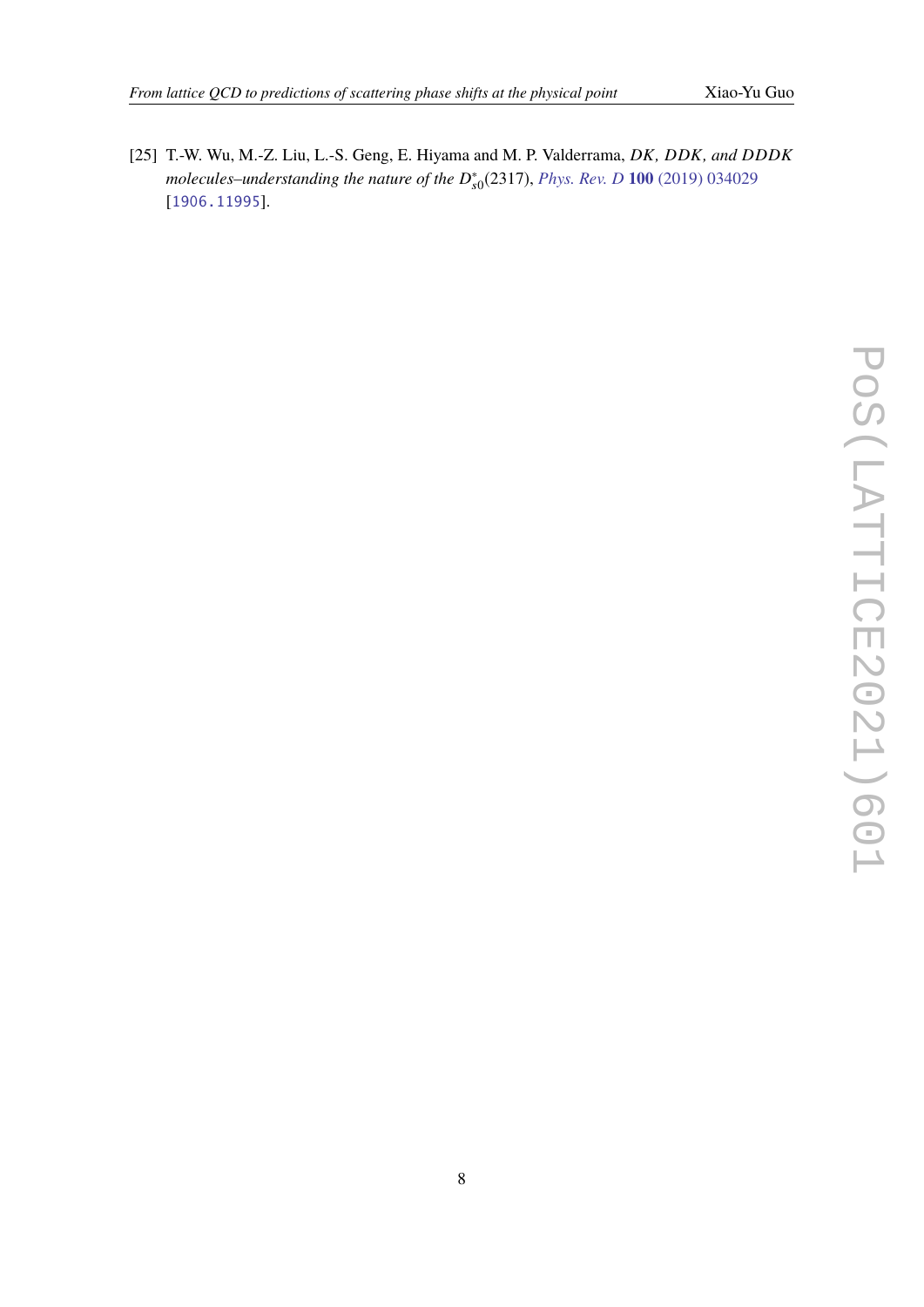[25] T.-W. Wu, M.-Z. Liu, L.-S. Geng, E. Hiyama and M. P. Valderrama, *DK, DDK, and DDDK molecules–understanding the nature of the $D^*_{s0}(2317)$*, *Phys. Rev. D* **100** (2019) 034029 [1906.11995].